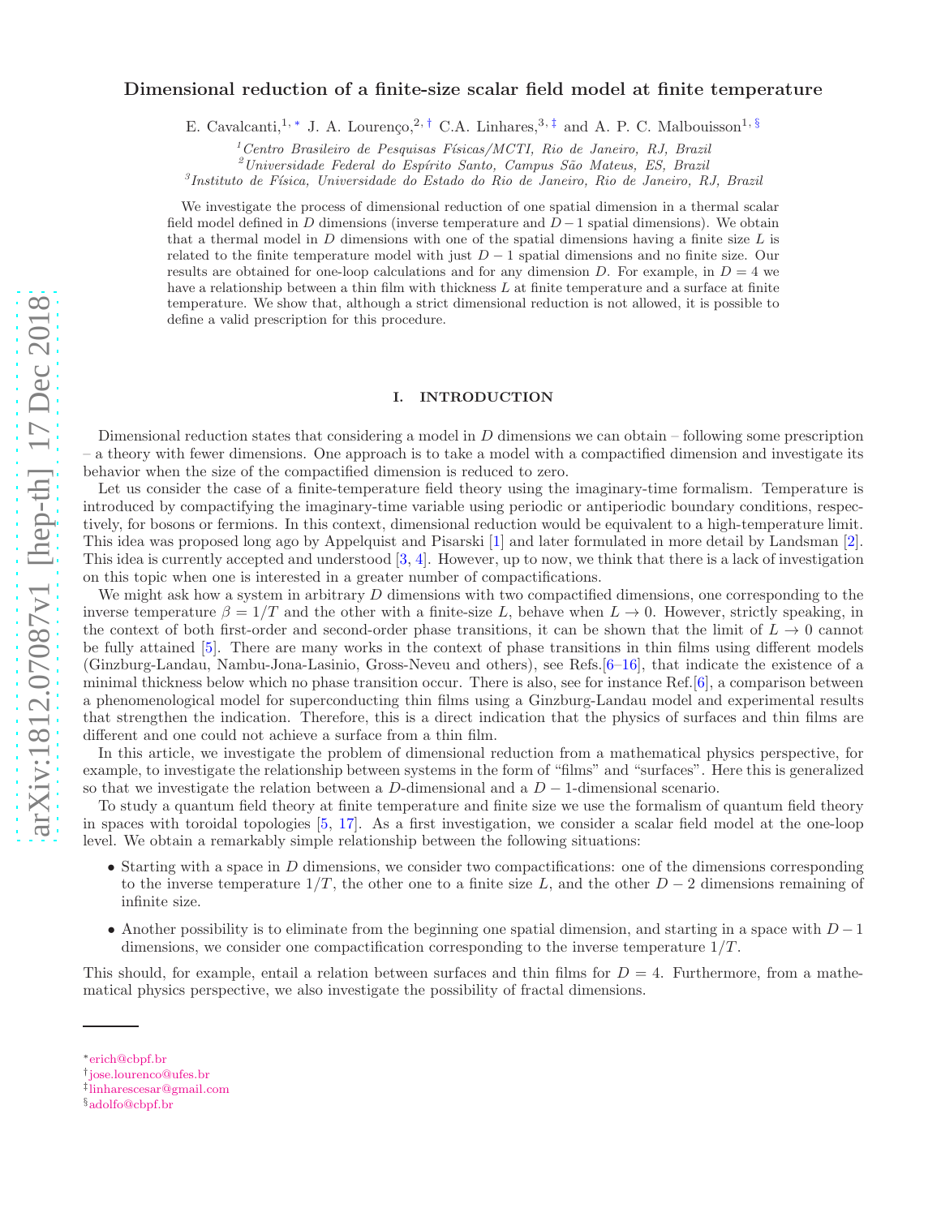# Dimensional reduction of a finite-size scalar field model at finite temperature

E. Cavalcanti,[1,*] J. A. Lourenço,[2,†] C.A. Linhares,[3,‡] and A. P. C. Malbouisson[1,§]

[1] *Centro Brasileiro de Pesquisas Físicas/MCTI, Rio de Janeiro, RJ, Brazil*
[2] *Universidade Federal do Espírito Santo, Campus São Mateus, ES, Brazil*
[3] *Instituto de Física, Universidade do Estado do Rio de Janeiro, Rio de Janeiro, RJ, Brazil*

We investigate the process of dimensional reduction of one spatial dimension in a thermal scalar field model defined in $D$ dimensions (inverse temperature and $D-1$ spatial dimensions). We obtain that a thermal model in $D$ dimensions with one of the spatial dimensions having a finite size $L$ is related to the finite temperature model with just $D-1$ spatial dimensions and no finite size. Our results are obtained for one-loop calculations and for any dimension $D$. For example, in $D=4$ we have a relationship between a thin film with thickness $L$ at finite temperature and a surface at finite temperature. We show that, although a strict dimensional reduction is not allowed, it is possible to define a valid prescription for this procedure.

## I. INTRODUCTION

Dimensional reduction states that considering a model in $D$ dimensions we can obtain – following some prescription – a theory with fewer dimensions. One approach is to take a model with a compactified dimension and investigate its behavior when the size of the compactified dimension is reduced to zero.

Let us consider the case of a finite-temperature field theory using the imaginary-time formalism. Temperature is introduced by compactifying the imaginary-time variable using periodic or antiperiodic boundary conditions, respectively, for bosons or fermions. In this context, dimensional reduction would be equivalent to a high-temperature limit. This idea was proposed long ago by Appelquist and Pisarski [1] and later formulated in more detail by Landsman [2]. This idea is currently accepted and understood [3, 4]. However, up to now, we think that there is a lack of investigation on this topic when one is interested in a greater number of compactifications.

We might ask how a system in arbitrary $D$ dimensions with two compactified dimensions, one corresponding to the inverse temperature $\beta = 1/T$ and the other with a finite-size $L$, behave when $L \to 0$. However, strictly speaking, in the context of both first-order and second-order phase transitions, it can be shown that the limit of $L \to 0$ cannot be fully attained [5]. There are many works in the context of phase transitions in thin films using different models (Ginzburg-Landau, Nambu-Jona-Lasinio, Gross-Neveu and others), see Refs.[6–16], that indicate the existence of a minimal thickness below which no phase transition occur. There is also, see for instance Ref.[6], a comparison between a phenomenological model for superconducting thin films using a Ginzburg-Landau model and experimental results that strengthen the indication. Therefore, this is a direct indication that the physics of surfaces and thin films are different and one could not achieve a surface from a thin film.

In this article, we investigate the problem of dimensional reduction from a mathematical physics perspective, for example, to investigate the relationship between systems in the form of "films" and "surfaces". Here this is generalized so that we investigate the relation between a $D$-dimensional and a $D-1$-dimensional scenario.

To study a quantum field theory at finite temperature and finite size we use the formalism of quantum field theory in spaces with toroidal topologies [5, 17]. As a first investigation, we consider a scalar field model at the one-loop level. We obtain a remarkably simple relationship between the following situations:

- Starting with a space in $D$ dimensions, we consider two compactifications: one of the dimensions corresponding to the inverse temperature $1/T$, the other one to a finite size $L$, and the other $D-2$ dimensions remaining of infinite size.
- Another possibility is to eliminate from the beginning one spatial dimension, and starting in a space with $D-1$ dimensions, we consider one compactification corresponding to the inverse temperature $1/T$.

This should, for example, entail a relation between surfaces and thin films for $D=4$. Furthermore, from a mathematical physics perspective, we also investigate the possibility of fractal dimensions.

---

[*] erich@cbpf.br
[†] jose.lourenco@ufes.br
[‡] linharescesar@gmail.com
[§] adolfo@cbpf.br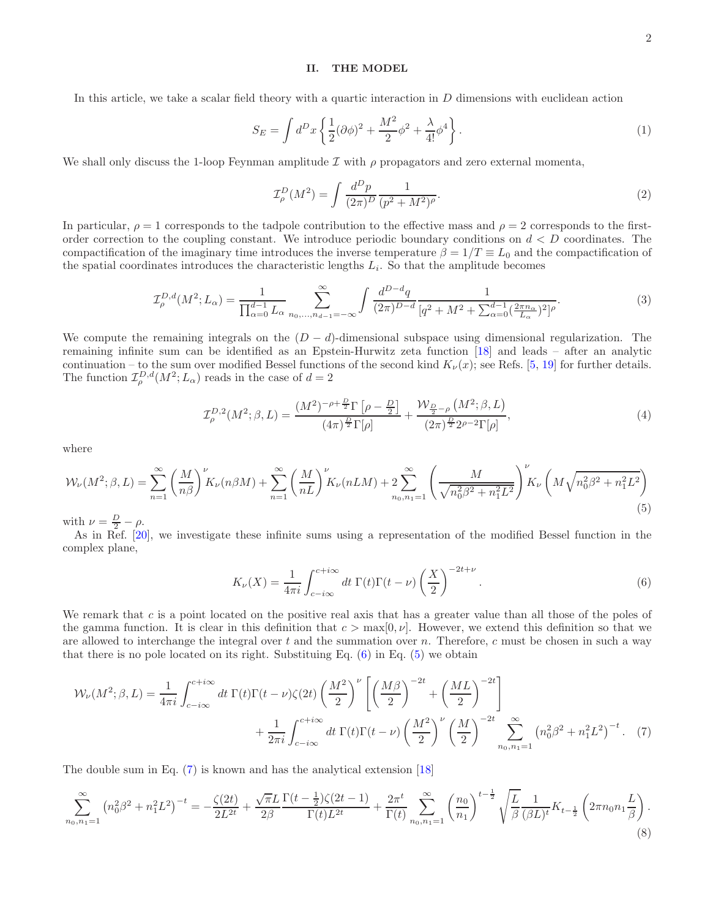## II. THE MODEL

In this article, we take a scalar field theory with a quartic interaction in $D$ dimensions with euclidean action

$$S_E = \int d^D x \left\{ \frac{1}{2}(\partial\phi)^2 + \frac{M^2}{2}\phi^2 + \frac{\lambda}{4!}\phi^4 \right\}. \tag{1}$$

We shall only discuss the 1-loop Feynman amplitude $\mathcal{I}$ with $\rho$ propagators and zero external momenta,

$$\mathcal{I}_\rho^D(M^2) = \int \frac{d^D p}{(2\pi)^D} \frac{1}{(p^2+M^2)^\rho}. \tag{2}$$

In particular, $\rho = 1$ corresponds to the tadpole contribution to the effective mass and $\rho = 2$ corresponds to the first-order correction to the coupling constant. We introduce periodic boundary conditions on $d < D$ coordinates. The compactification of the imaginary time introduces the inverse temperature $\beta = 1/T \equiv L_0$ and the compactification of the spatial coordinates introduces the characteristic lengths $L_i$. So that the amplitude becomes

$$\mathcal{I}_\rho^{D,d}(M^2; L_\alpha) = \frac{1}{\prod_{\alpha=0}^{d-1} L_\alpha} \sum_{n_0,\ldots,n_{d-1}=-\infty}^{\infty} \int \frac{d^{D-d}q}{(2\pi)^{D-d}} \frac{1}{[q^2 + M^2 + \sum_{\alpha=0}^{d-1}(\frac{2\pi n_\alpha}{L_\alpha})^2]^\rho}. \tag{3}$$

We compute the remaining integrals on the $(D-d)$-dimensional subspace using dimensional regularization. The remaining infinite sum can be identified as an Epstein-Hurwitz zeta function [18] and leads – after an analytic continuation – to the sum over modified Bessel functions of the second kind $K_\nu(x)$; see Refs. [5, 19] for further details. The function $\mathcal{I}_\rho^{D,d}(M^2; L_\alpha)$ reads in the case of $d = 2$

$$\mathcal{I}_\rho^{D,2}(M^2;\beta,L) = \frac{(M^2)^{-\rho+\frac{D}{2}}\Gamma\left[\rho - \frac{D}{2}\right]}{(4\pi)^{\frac{D}{2}}\Gamma[\rho]} + \frac{\mathcal{W}_{\frac{D}{2}-\rho}\left(M^2;\beta,L\right)}{(2\pi)^{\frac{D}{2}}2^{\rho-2}\Gamma[\rho]}, \tag{4}$$

where

$$\mathcal{W}_\nu(M^2;\beta,L) = \sum_{n=1}^{\infty}\left(\frac{M}{n\beta}\right)^\nu K_\nu(n\beta M) + \sum_{n=1}^{\infty}\left(\frac{M}{nL}\right)^\nu K_\nu(nLM) + 2\sum_{n_0,n_1=1}^{\infty}\left(\frac{M}{\sqrt{n_0^2\beta^2+n_1^2L^2}}\right)^\nu K_\nu\left(M\sqrt{n_0^2\beta^2+n_1^2L^2}\right) \tag{5}$$

with $\nu = \frac{D}{2} - \rho$.

As in Ref. [20], we investigate these infinite sums using a representation of the modified Bessel function in the complex plane,

$$K_\nu(X) = \frac{1}{4\pi i}\int_{c-i\infty}^{c+i\infty} dt\; \Gamma(t)\Gamma(t-\nu)\left(\frac{X}{2}\right)^{-2t+\nu}. \tag{6}$$

We remark that $c$ is a point located on the positive real axis that has a greater value than all those of the poles of the gamma function. It is clear in this definition that $c > \max[0,\nu]$. However, we extend this definition so that we are allowed to interchange the integral over $t$ and the summation over $n$. Therefore, $c$ must be chosen in such a way that there is no pole located on its right. Substituing Eq. (6) in Eq. (5) we obtain

$$\begin{aligned}\mathcal{W}_\nu(M^2;\beta,L) = &\frac{1}{4\pi i}\int_{c-i\infty}^{c+i\infty} dt\; \Gamma(t)\Gamma(t-\nu)\zeta(2t)\left(\frac{M^2}{2}\right)^\nu\left[\left(\frac{M\beta}{2}\right)^{-2t} + \left(\frac{ML}{2}\right)^{-2t}\right] \\ &+ \frac{1}{2\pi i}\int_{c-i\infty}^{c+i\infty} dt\; \Gamma(t)\Gamma(t-\nu)\left(\frac{M^2}{2}\right)^\nu\left(\frac{M}{2}\right)^{-2t}\sum_{n_0,n_1=1}^{\infty}\left(n_0^2\beta^2+n_1^2L^2\right)^{-t}.\end{aligned} \tag{7}$$

The double sum in Eq. (7) is known and has the analytical extension [18]

$$\sum_{n_0,n_1=1}^{\infty}\left(n_0^2\beta^2+n_1^2L^2\right)^{-t} = -\frac{\zeta(2t)}{2L^{2t}} + \frac{\sqrt{\pi}L}{2\beta}\frac{\Gamma(t-\frac{1}{2})\zeta(2t-1)}{\Gamma(t)L^{2t}} + \frac{2\pi^t}{\Gamma(t)}\sum_{n_0,n_1=1}^{\infty}\left(\frac{n_0}{n_1}\right)^{t-\frac{1}{2}}\sqrt{\frac{L}{\beta}}\frac{1}{(\beta L)^t}K_{t-\frac{1}{2}}\left(2\pi n_0 n_1\frac{L}{\beta}\right). \tag{8}$$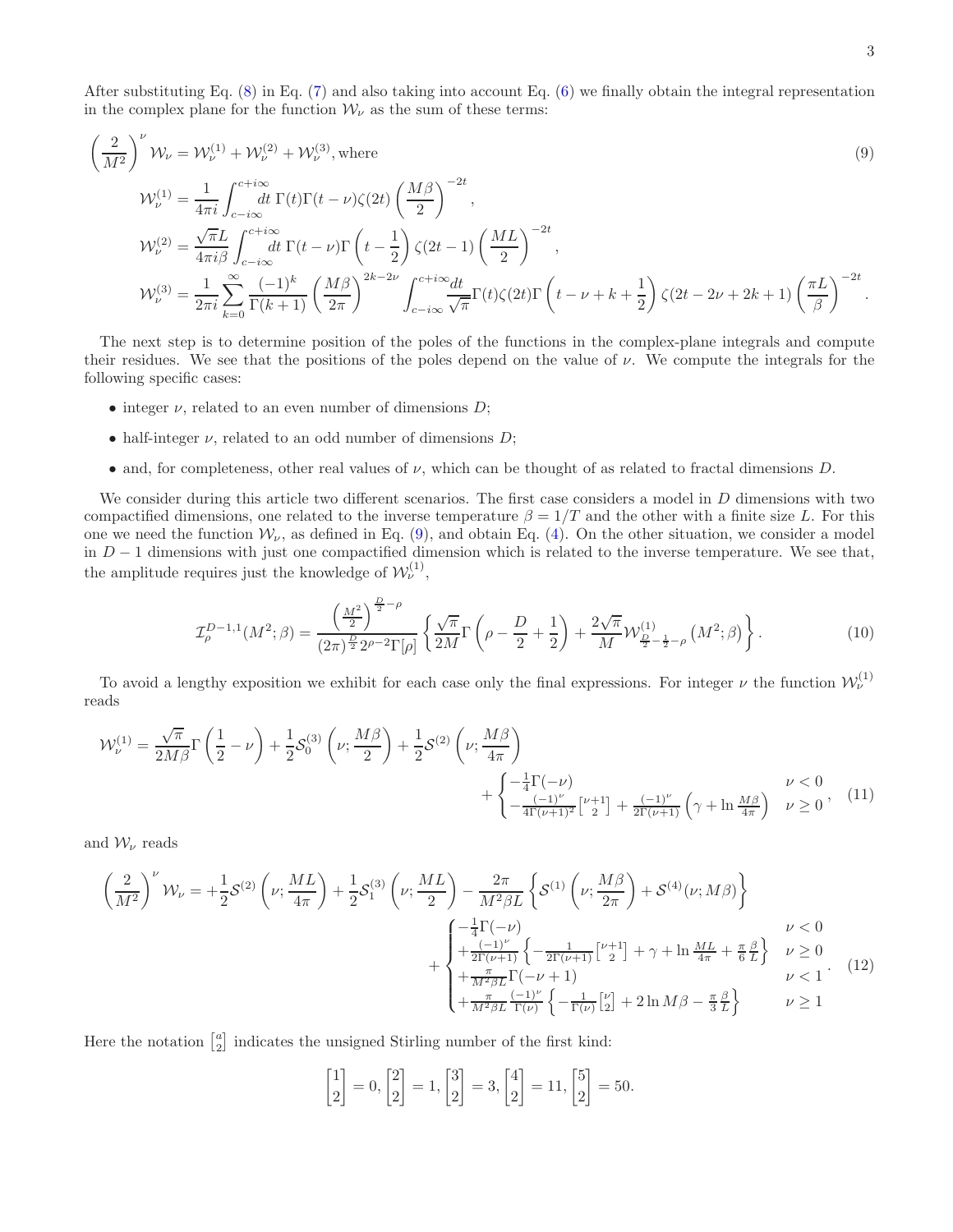After substituting Eq. (8) in Eq. (7) and also taking into account Eq. (6) we finally obtain the integral representation in the complex plane for the function $\mathcal{W}_\nu$ as the sum of these terms:

$$
\begin{aligned}
\left(\frac{2}{M^2}\right)^\nu \mathcal{W}_\nu &= \mathcal{W}_\nu^{(1)} + \mathcal{W}_\nu^{(2)} + \mathcal{W}_\nu^{(3)}, \text{where} \qquad (9)\\
\mathcal{W}_\nu^{(1)} &= \frac{1}{4\pi i}\int_{c-i\infty}^{c+i\infty} dt\, \Gamma(t)\Gamma(t-\nu)\zeta(2t)\left(\frac{M\beta}{2}\right)^{-2t},\\
\mathcal{W}_\nu^{(2)} &= \frac{\sqrt{\pi}L}{4\pi i\beta}\int_{c-i\infty}^{c+i\infty} dt\, \Gamma(t-\nu)\Gamma\left(t-\frac{1}{2}\right)\zeta(2t-1)\left(\frac{ML}{2}\right)^{-2t},\\
\mathcal{W}_\nu^{(3)} &= \frac{1}{2\pi i}\sum_{k=0}^{\infty}\frac{(-1)^k}{\Gamma(k+1)}\left(\frac{M\beta}{2\pi}\right)^{2k-2\nu}\int_{c-i\infty}^{c+i\infty}\frac{dt}{\sqrt{\pi}}\Gamma(t)\zeta(2t)\Gamma\left(t-\nu+k+\frac{1}{2}\right)\zeta(2t-2\nu+2k+1)\left(\frac{\pi L}{\beta}\right)^{-2t}.
\end{aligned}
$$

The next step is to determine position of the poles of the functions in the complex-plane integrals and compute their residues. We see that the positions of the poles depend on the value of $\nu$. We compute the integrals for the following specific cases:

- integer $\nu$, related to an even number of dimensions $D$;
- half-integer $\nu$, related to an odd number of dimensions $D$;
- and, for completeness, other real values of $\nu$, which can be thought of as related to fractal dimensions $D$.

We consider during this article two different scenarios. The first case considers a model in $D$ dimensions with two compactified dimensions, one related to the inverse temperature $\beta = 1/T$ and the other with a finite size $L$. For this one we need the function $\mathcal{W}_\nu$, as defined in Eq. (9), and obtain Eq. (4). On the other situation, we consider a model in $D-1$ dimensions with just one compactified dimension which is related to the inverse temperature. We see that, the amplitude requires just the knowledge of $\mathcal{W}_\nu^{(1)}$,

$$
\mathcal{I}_\rho^{D-1,1}(M^2;\beta) = \frac{\left(\frac{M^2}{2}\right)^{\frac{D}{2}-\rho}}{(2\pi)^{\frac{D}{2}}2^{\rho-2}\Gamma[\rho]}\left\{\frac{\sqrt{\pi}}{2M}\Gamma\left(\rho-\frac{D}{2}+\frac{1}{2}\right) + \frac{2\sqrt{\pi}}{M}\mathcal{W}^{(1)}_{\frac{D}{2}-\frac{1}{2}-\rho}\left(M^2;\beta\right)\right\}. \qquad (10)
$$

To avoid a lengthy exposition we exhibit for each case only the final expressions. For integer $\nu$ the function $\mathcal{W}_\nu^{(1)}$ reads

$$
\mathcal{W}_\nu^{(1)} = \frac{\sqrt{\pi}}{2M\beta}\Gamma\left(\frac{1}{2}-\nu\right) + \frac{1}{2}\mathcal{S}_0^{(3)}\left(\nu;\frac{M\beta}{2}\right) + \frac{1}{2}\mathcal{S}^{(2)}\left(\nu;\frac{M\beta}{4\pi}\right) + \begin{cases} -\frac{1}{4}\Gamma(-\nu) & \nu < 0 \\ -\frac{(-1)^\nu}{4\Gamma(\nu+1)^2}\left[{\nu+1 \atop 2}\right] + \frac{(-1)^\nu}{2\Gamma(\nu+1)}\left(\gamma + \ln\frac{M\beta}{4\pi}\right) & \nu \geq 0 \end{cases}, \qquad (11)
$$

and $\mathcal{W}_\nu$ reads

$$
\begin{aligned}
\left(\frac{2}{M^2}\right)^\nu \mathcal{W}_\nu = &+\frac{1}{2}\mathcal{S}^{(2)}\left(\nu;\frac{ML}{4\pi}\right) + \frac{1}{2}\mathcal{S}_1^{(3)}\left(\nu;\frac{ML}{2}\right) - \frac{2\pi}{M^2\beta L}\left\{\mathcal{S}^{(1)}\left(\nu;\frac{M\beta}{2\pi}\right) + \mathcal{S}^{(4)}(\nu;M\beta)\right\}\\
&+ \begin{cases} -\frac{1}{4}\Gamma(-\nu) & \nu < 0 \\ +\frac{(-1)^\nu}{2\Gamma(\nu+1)}\left\{-\frac{1}{2\Gamma(\nu+1)}\left[{\nu+1 \atop 2}\right] + \gamma + \ln\frac{ML}{4\pi} + \frac{\pi}{6}\frac{\beta}{L}\right\} & \nu \geq 0 \\ +\frac{\pi}{M^2\beta L}\Gamma(-\nu+1) & \nu < 1 \\ +\frac{\pi}{M^2\beta L}\frac{(-1)^\nu}{\Gamma(\nu)}\left\{-\frac{1}{\Gamma(\nu)}\left[{\nu \atop 2}\right] + 2\ln M\beta - \frac{\pi}{3}\frac{\beta}{L}\right\} & \nu \geq 1 \end{cases}. \qquad (12)
\end{aligned}
$$

Here the notation $\left[{a \atop 2}\right]$ indicates the unsigned Stirling number of the first kind:

$$
\left[{1 \atop 2}\right] = 0, \left[{2 \atop 2}\right] = 1, \left[{3 \atop 2}\right] = 3, \left[{4 \atop 2}\right] = 11, \left[{5 \atop 2}\right] = 50.
$$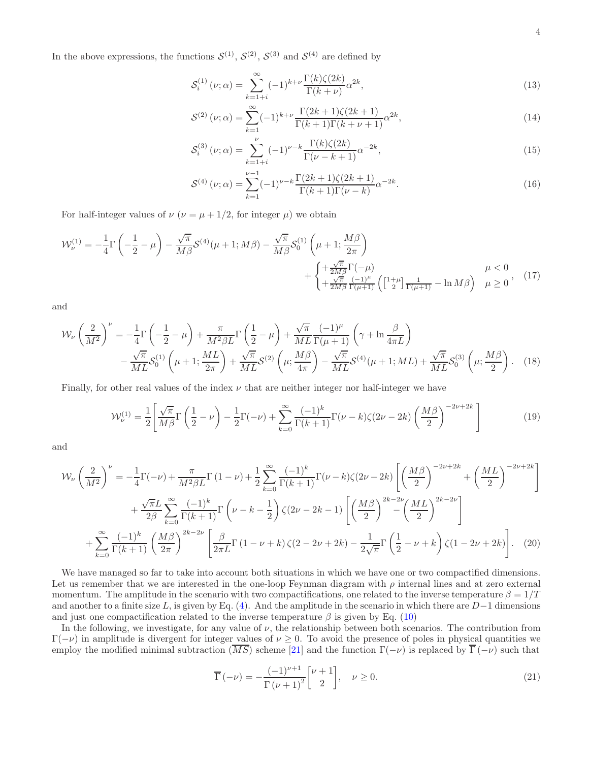In the above expressions, the functions $\mathcal{S}^{(1)}$, $\mathcal{S}^{(2)}$, $\mathcal{S}^{(3)}$ and $\mathcal{S}^{(4)}$ are defined by

$$\mathcal{S}_i^{(1)}(\nu;\alpha) = \sum_{k=1+i}^{\infty} (-1)^{k+\nu} \frac{\Gamma(k)\zeta(2k)}{\Gamma(k+\nu)} \alpha^{2k}, \tag{13}$$

$$\mathcal{S}^{(2)}(\nu;\alpha) = \sum_{k=1}^{\infty} (-1)^{k+\nu} \frac{\Gamma(2k+1)\zeta(2k+1)}{\Gamma(k+1)\Gamma(k+\nu+1)} \alpha^{2k}, \tag{14}$$

$$\mathcal{S}_i^{(3)}(\nu;\alpha) = \sum_{k=1+i}^{\nu} (-1)^{\nu-k} \frac{\Gamma(k)\zeta(2k)}{\Gamma(\nu-k+1)} \alpha^{-2k}, \tag{15}$$

$$\mathcal{S}^{(4)}(\nu;\alpha) = \sum_{k=1}^{\nu-1} (-1)^{\nu-k} \frac{\Gamma(2k+1)\zeta(2k+1)}{\Gamma(k+1)\Gamma(\nu-k)} \alpha^{-2k}. \tag{16}$$

For half-integer values of $\nu$ ($\nu = \mu + 1/2$, for integer $\mu$) we obtain

$$\mathcal{W}_\nu^{(1)} = -\frac{1}{4}\Gamma\left(-\frac{1}{2}-\mu\right) - \frac{\sqrt{\pi}}{M\beta}\mathcal{S}^{(4)}(\mu+1;M\beta) - \frac{\sqrt{\pi}}{M\beta}\mathcal{S}_0^{(1)}\left(\mu+1;\frac{M\beta}{2\pi}\right) + \begin{cases} +\frac{\sqrt{\pi}}{2M\beta}\Gamma(-\mu) & \mu < 0 \\ +\frac{\sqrt{\pi}}{2M\beta}\frac{(-1)^\mu}{\Gamma(\mu+1)}\left(\begin{bmatrix}1+\mu \\ 2\end{bmatrix}\frac{1}{\Gamma(\mu+1)} - \ln M\beta\right) & \mu \geq 0 \end{cases}, \tag{17}$$

and

$$\begin{aligned}\mathcal{W}_\nu\left(\frac{2}{M^2}\right)^\nu = &-\frac{1}{4}\Gamma\left(-\frac{1}{2}-\mu\right) + \frac{\pi}{M^2\beta L}\Gamma\left(\frac{1}{2}-\mu\right) + \frac{\sqrt{\pi}}{ML}\frac{(-1)^\mu}{\Gamma(\mu+1)}\left(\gamma + \ln\frac{\beta}{4\pi L}\right) \\ &- \frac{\sqrt{\pi}}{ML}\mathcal{S}_0^{(1)}\left(\mu+1;\frac{ML}{2\pi}\right) + \frac{\sqrt{\pi}}{ML}\mathcal{S}^{(2)}\left(\mu;\frac{M\beta}{4\pi}\right) - \frac{\sqrt{\pi}}{ML}\mathcal{S}^{(4)}(\mu+1;ML) + \frac{\sqrt{\pi}}{ML}\mathcal{S}_0^{(3)}\left(\mu;\frac{M\beta}{2}\right).\end{aligned} \tag{18}$$

Finally, for other real values of the index $\nu$ that are neither integer nor half-integer we have

$$\mathcal{W}_\nu^{(1)} = \frac{1}{2}\left[\frac{\sqrt{\pi}}{M\beta}\Gamma\left(\frac{1}{2}-\nu\right) - \frac{1}{2}\Gamma(-\nu) + \sum_{k=0}^{\infty}\frac{(-1)^k}{\Gamma(k+1)}\Gamma(\nu-k)\zeta(2\nu-2k)\left(\frac{M\beta}{2}\right)^{-2\nu+2k}\right] \tag{19}$$

and

$$\begin{aligned}\mathcal{W}_\nu\left(\frac{2}{M^2}\right)^\nu = &-\frac{1}{4}\Gamma(-\nu) + \frac{\pi}{M^2\beta L}\Gamma(1-\nu) + \frac{1}{2}\sum_{k=0}^{\infty}\frac{(-1)^k}{\Gamma(k+1)}\Gamma(\nu-k)\zeta(2\nu-2k)\left[\left(\frac{M\beta}{2}\right)^{-2\nu+2k} + \left(\frac{ML}{2}\right)^{-2\nu+2k}\right] \\ &+ \frac{\sqrt{\pi}L}{2\beta}\sum_{k=0}^{\infty}\frac{(-1)^k}{\Gamma(k+1)}\Gamma\left(\nu-k-\frac{1}{2}\right)\zeta(2\nu-2k-1)\left[\left(\frac{M\beta}{2}\right)^{2k-2\nu} - \left(\frac{ML}{2}\right)^{2k-2\nu}\right] \\ &+ \sum_{k=0}^{\infty}\frac{(-1)^k}{\Gamma(k+1)}\left(\frac{M\beta}{2\pi}\right)^{2k-2\nu}\left[\frac{\beta}{2\pi L}\Gamma(1-\nu+k)\zeta(2-2\nu+2k) - \frac{1}{2\sqrt{\pi}}\Gamma\left(\frac{1}{2}-\nu+k\right)\zeta(1-2\nu+2k)\right].\end{aligned} \tag{20}$$

We have managed so far to take into account both situations in which we have one or two compactified dimensions. Let us remember that we are interested in the one-loop Feynman diagram with $\rho$ internal lines and at zero external momentum. The amplitude in the scenario with two compactifications, one related to the inverse temperature $\beta = 1/T$ and another to a finite size $L$, is given by Eq. (4). And the amplitude in the scenario in which there are $D-1$ dimensions and just one compactification related to the inverse temperature $\beta$ is given by Eq. (10)

In the following, we investigate, for any value of $\nu$, the relationship between both scenarios. The contribution from $\Gamma(-\nu)$ in amplitude is divergent for integer values of $\nu \geq 0$. To avoid the presence of poles in physical quantities we employ the modified minimal subtraction ($\overline{MS}$) scheme [21] and the function $\Gamma(-\nu)$ is replaced by $\overline{\Gamma}(-\nu)$ such that

$$\overline{\Gamma}(-\nu) = -\frac{(-1)^{\nu+1}}{\Gamma(\nu+1)^2}\begin{bmatrix}\nu+1 \\ 2\end{bmatrix}, \quad \nu \geq 0. \tag{21}$$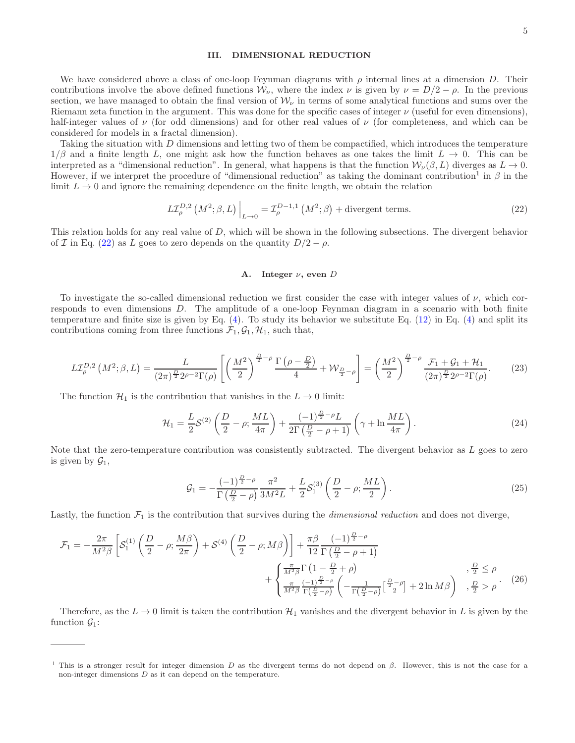## III. DIMENSIONAL REDUCTION

We have considered above a class of one-loop Feynman diagrams with $\rho$ internal lines at a dimension $D$. Their contributions involve the above defined functions $\mathcal{W}_\nu$, where the index $\nu$ is given by $\nu = D/2 - \rho$. In the previous section, we have managed to obtain the final version of $\mathcal{W}_\nu$ in terms of some analytical functions and sums over the Riemann zeta function in the argument. This was done for the specific cases of integer $\nu$ (useful for even dimensions), half-integer values of $\nu$ (for odd dimensions) and for other real values of $\nu$ (for completeness, and which can be considered for models in a fractal dimension).

Taking the situation with $D$ dimensions and letting two of them be compactified, which introduces the temperature $1/\beta$ and a finite length $L$, one might ask how the function behaves as one takes the limit $L \to 0$. This can be interpreted as a "dimensional reduction". In general, what happens is that the function $\mathcal{W}_\nu(\beta, L)$ diverges as $L \to 0$. However, if we interpret the procedure of "dimensional reduction" as taking the dominant contribution[1] in $\beta$ in the limit $L \to 0$ and ignore the remaining dependence on the finite length, we obtain the relation

$$L\mathcal{I}_\rho^{D,2}\left(M^2;\beta,L\right)\Big|_{L\to 0} = \mathcal{I}_\rho^{D-1,1}\left(M^2;\beta\right) + \text{divergent terms}. \tag{22}$$

This relation holds for any real value of $D$, which will be shown in the following subsections. The divergent behavior of $\mathcal{I}$ in Eq. (22) as $L$ goes to zero depends on the quantity $D/2 - \rho$.

### A. Integer $\nu$, even $D$

To investigate the so-called dimensional reduction we first consider the case with integer values of $\nu$, which corresponds to even dimensions $D$. The amplitude of a one-loop Feynman diagram in a scenario with both finite temperature and finite size is given by Eq. (4). To study its behavior we substitute Eq. (12) in Eq. (4) and split its contributions coming from three functions $\mathcal{F}_1, \mathcal{G}_1, \mathcal{H}_1$, such that,

$$L\mathcal{I}_\rho^{D,2}\left(M^2;\beta,L\right) = \frac{L}{(2\pi)^{\frac{D}{2}}2^{\rho-2}\Gamma(\rho)}\left[\left(\frac{M^2}{2}\right)^{\frac{D}{2}-\rho}\frac{\Gamma\left(\rho-\frac{D}{2}\right)}{4} + \mathcal{W}_{\frac{D}{2}-\rho}\right] = \left(\frac{M^2}{2}\right)^{\frac{D}{2}-\rho}\frac{\mathcal{F}_1+\mathcal{G}_1+\mathcal{H}_1}{(2\pi)^{\frac{D}{2}}2^{\rho-2}\Gamma(\rho)}. \tag{23}$$

The function $\mathcal{H}_1$ is the contribution that vanishes in the $L \to 0$ limit:

$$\mathcal{H}_1 = \frac{L}{2}\mathcal{S}^{(2)}\left(\frac{D}{2}-\rho;\frac{ML}{4\pi}\right) + \frac{(-1)^{\frac{D}{2}-\rho}L}{2\Gamma\left(\frac{D}{2}-\rho+1\right)}\left(\gamma + \ln\frac{ML}{4\pi}\right). \tag{24}$$

Note that the zero-temperature contribution was consistently subtracted. The divergent behavior as $L$ goes to zero is given by $\mathcal{G}_1$,

$$\mathcal{G}_1 = -\frac{(-1)^{\frac{D}{2}-\rho}}{\Gamma\left(\frac{D}{2}-\rho\right)}\frac{\pi^2}{3M^2L} + \frac{L}{2}\mathcal{S}_1^{(3)}\left(\frac{D}{2}-\rho;\frac{ML}{2}\right). \tag{25}$$

Lastly, the function $\mathcal{F}_1$ is the contribution that survives during the *dimensional reduction* and does not diverge,

$$\mathcal{F}_1 = -\frac{2\pi}{M^2\beta}\left[\mathcal{S}_1^{(1)}\left(\frac{D}{2}-\rho;\frac{M\beta}{2\pi}\right) + \mathcal{S}^{(4)}\left(\frac{D}{2}-\rho;M\beta\right)\right] + \frac{\pi\beta}{12}\frac{(-1)^{\frac{D}{2}-\rho}}{\Gamma\left(\frac{D}{2}-\rho+1\right)} + \begin{cases}\frac{\pi}{M^2\beta}\Gamma\left(1-\frac{D}{2}+\rho\right) & ,\frac{D}{2}\leq\rho \\ \frac{\pi}{M^2\beta}\frac{(-1)^{\frac{D}{2}-\rho}}{\Gamma\left(\frac{D}{2}-\rho\right)}\left(-\frac{1}{\Gamma\left(\frac{D}{2}-\rho\right)}\left[\frac{D}{2}-\rho \atop 2\right] + 2\ln M\beta\right) & ,\frac{D}{2}>\rho\end{cases}. \tag{26}$$

Therefore, as the $L \to 0$ limit is taken the contribution $\mathcal{H}_1$ vanishes and the divergent behavior in $L$ is given by the function $\mathcal{G}_1$:

---

[1] This is a stronger result for integer dimension $D$ as the divergent terms do not depend on $\beta$. However, this is not the case for a non-integer dimensions $D$ as it can depend on the temperature.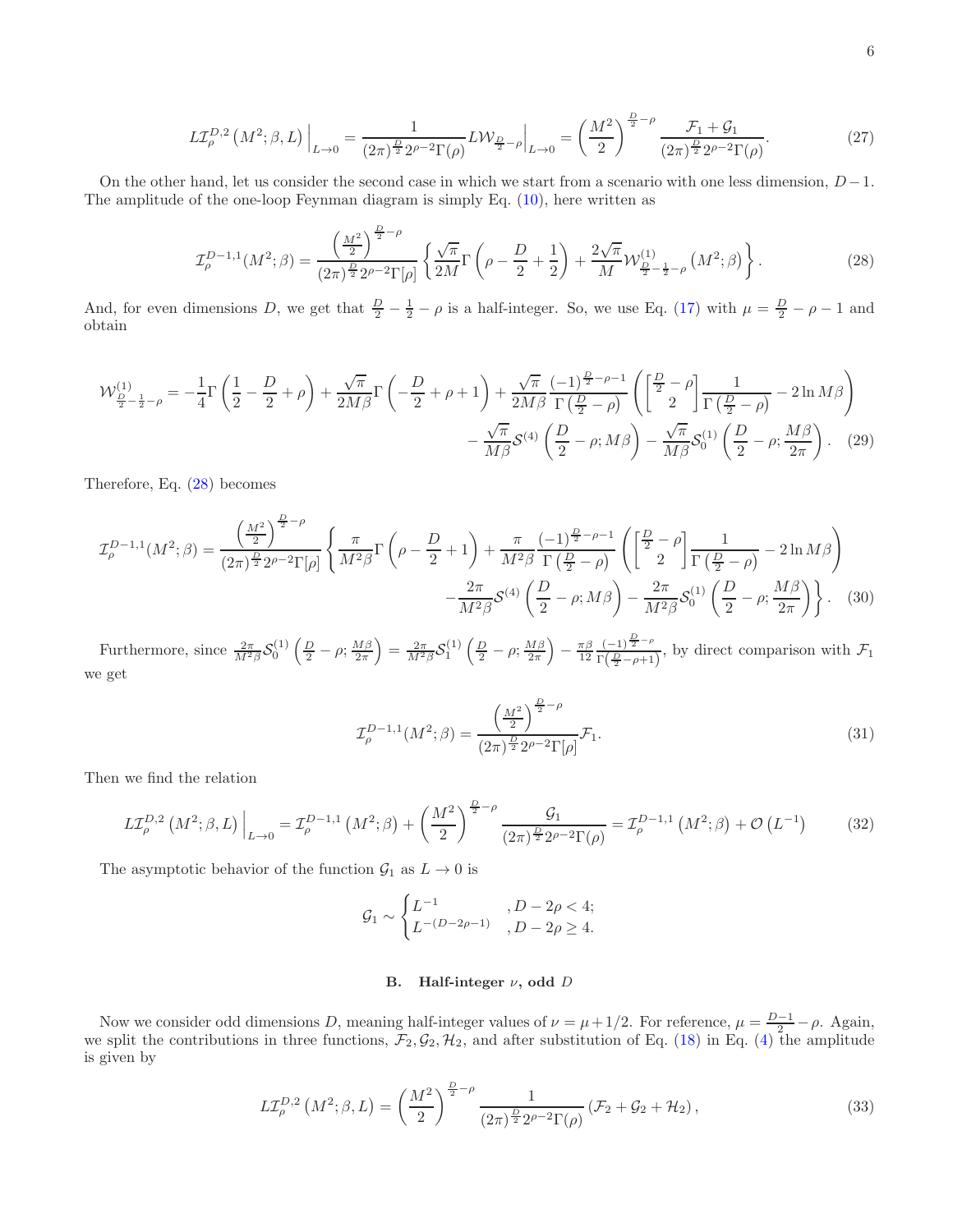$$
L\mathcal{I}_{\rho}^{D,2}\left(M^2;\beta,L\right)\Big|_{L\to 0} = \frac{1}{(2\pi)^{\frac{D}{2}}2^{\rho-2}\Gamma(\rho)} L\mathcal{W}_{\frac{D}{2}-\rho}\Big|_{L\to 0} = \left(\frac{M^2}{2}\right)^{\frac{D}{2}-\rho} \frac{\mathcal{F}_1+\mathcal{G}_1}{(2\pi)^{\frac{D}{2}}2^{\rho-2}\Gamma(\rho)}. \tag{27}
$$

On the other hand, let us consider the second case in which we start from a scenario with one less dimension, $D-1$. The amplitude of the one-loop Feynman diagram is simply Eq. (10), here written as

$$
\mathcal{I}_{\rho}^{D-1,1}(M^2;\beta) = \frac{\left(\frac{M^2}{2}\right)^{\frac{D}{2}-\rho}}{(2\pi)^{\frac{D}{2}}2^{\rho-2}\Gamma[\rho]} \left\{ \frac{\sqrt{\pi}}{2M}\Gamma\left(\rho-\frac{D}{2}+\frac{1}{2}\right) + \frac{2\sqrt{\pi}}{M}\mathcal{W}^{(1)}_{\frac{D}{2}-\frac{1}{2}-\rho}\left(M^2;\beta\right)\right\}. \tag{28}
$$

And, for even dimensions $D$, we get that $\frac{D}{2}-\frac{1}{2}-\rho$ is a half-integer. So, we use Eq. (17) with $\mu=\frac{D}{2}-\rho-1$ and obtain

$$
\mathcal{W}^{(1)}_{\frac{D}{2}-\frac{1}{2}-\rho} = -\frac{1}{4}\Gamma\left(\frac{1}{2}-\frac{D}{2}+\rho\right) + \frac{\sqrt{\pi}}{2M\beta}\Gamma\left(-\frac{D}{2}+\rho+1\right) + \frac{\sqrt{\pi}}{2M\beta}\frac{(-1)^{\frac{D}{2}-\rho-1}}{\Gamma\left(\frac{D}{2}-\rho\right)}\left(\begin{bmatrix}\frac{D}{2}-\rho\\ 2\end{bmatrix}\frac{1}{\Gamma\left(\frac{D}{2}-\rho\right)} - 2\ln M\beta\right)
$$
$$
-\frac{\sqrt{\pi}}{M\beta}\mathcal{S}^{(4)}\left(\frac{D}{2}-\rho;M\beta\right) - \frac{\sqrt{\pi}}{M\beta}\mathcal{S}^{(1)}_0\left(\frac{D}{2}-\rho;\frac{M\beta}{2\pi}\right). \tag{29}
$$

Therefore, Eq. (28) becomes

$$
\mathcal{I}_{\rho}^{D-1,1}(M^2;\beta) = \frac{\left(\frac{M^2}{2}\right)^{\frac{D}{2}-\rho}}{(2\pi)^{\frac{D}{2}}2^{\rho-2}\Gamma[\rho]} \left\{ \frac{\pi}{M^2\beta}\Gamma\left(\rho-\frac{D}{2}+1\right) + \frac{\pi}{M^2\beta}\frac{(-1)^{\frac{D}{2}-\rho-1}}{\Gamma\left(\frac{D}{2}-\rho\right)}\left(\begin{bmatrix}\frac{D}{2}-\rho\\ 2\end{bmatrix}\frac{1}{\Gamma\left(\frac{D}{2}-\rho\right)} - 2\ln M\beta\right)\right.
$$
$$
\left. -\frac{2\pi}{M^2\beta}\mathcal{S}^{(4)}\left(\frac{D}{2}-\rho;M\beta\right) - \frac{2\pi}{M^2\beta}\mathcal{S}^{(1)}_0\left(\frac{D}{2}-\rho;\frac{M\beta}{2\pi}\right)\right\}. \tag{30}
$$

Furthermore, since $\frac{2\pi}{M^2\beta}\mathcal{S}^{(1)}_0\left(\frac{D}{2}-\rho;\frac{M\beta}{2\pi}\right) = \frac{2\pi}{M^2\beta}\mathcal{S}^{(1)}_1\left(\frac{D}{2}-\rho;\frac{M\beta}{2\pi}\right) - \frac{\pi\beta}{12}\frac{(-1)^{\frac{D}{2}-\rho}}{\Gamma\left(\frac{D}{2}-\rho+1\right)}$, by direct comparison with $\mathcal{F}_1$ we get

$$
\mathcal{I}_{\rho}^{D-1,1}(M^2;\beta) = \frac{\left(\frac{M^2}{2}\right)^{\frac{D}{2}-\rho}}{(2\pi)^{\frac{D}{2}}2^{\rho-2}\Gamma[\rho]}\mathcal{F}_1. \tag{31}
$$

Then we find the relation

$$
L\mathcal{I}_{\rho}^{D,2}\left(M^2;\beta,L\right)\Big|_{L\to 0} = \mathcal{I}_{\rho}^{D-1,1}\left(M^2;\beta\right) + \left(\frac{M^2}{2}\right)^{\frac{D}{2}-\rho}\frac{\mathcal{G}_1}{(2\pi)^{\frac{D}{2}}2^{\rho-2}\Gamma(\rho)} = \mathcal{I}_{\rho}^{D-1,1}\left(M^2;\beta\right) + \mathcal{O}\left(L^{-1}\right) \tag{32}
$$

The asymptotic behavior of the function $\mathcal{G}_1$ as $L\to 0$ is

$$
\mathcal{G}_1 \sim \begin{cases} L^{-1} & , D-2\rho<4; \\ L^{-(D-2\rho-1)} & , D-2\rho\geq 4. \end{cases}
$$

### B. Half-integer $\nu$, odd $D$

Now we consider odd dimensions $D$, meaning half-integer values of $\nu=\mu+1/2$. For reference, $\mu=\frac{D-1}{2}-\rho$. Again, we split the contributions in three functions, $\mathcal{F}_2,\mathcal{G}_2,\mathcal{H}_2$, and after substitution of Eq. (18) in Eq. (4) the amplitude is given by

$$
L\mathcal{I}_{\rho}^{D,2}\left(M^2;\beta,L\right) = \left(\frac{M^2}{2}\right)^{\frac{D}{2}-\rho}\frac{1}{(2\pi)^{\frac{D}{2}}2^{\rho-2}\Gamma(\rho)}\left(\mathcal{F}_2+\mathcal{G}_2+\mathcal{H}_2\right), \tag{33}
$$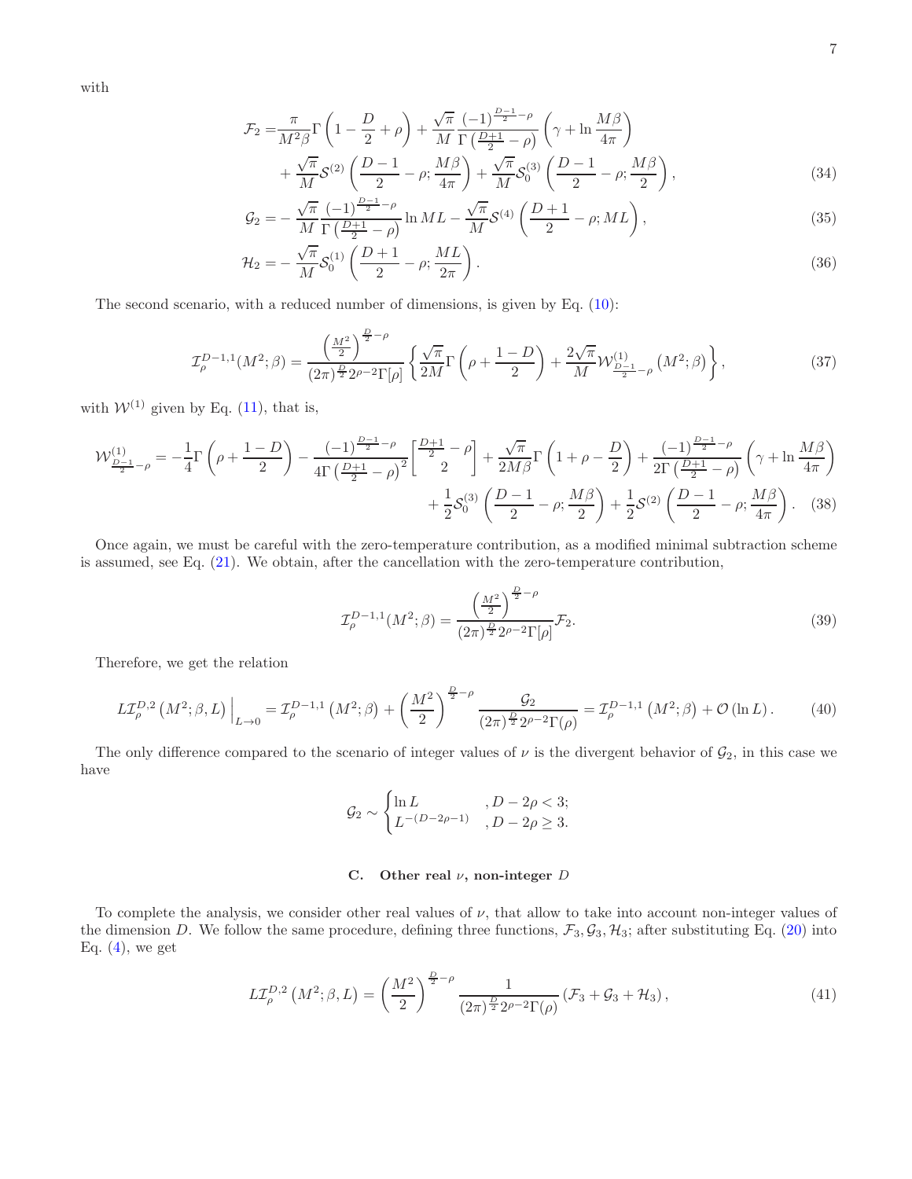with

$$
\begin{aligned}
\mathcal{F}_2 =& \frac{\pi}{M^2\beta}\Gamma\left(1-\frac{D}{2}+\rho\right)+\frac{\sqrt{\pi}}{M}\frac{(-1)^{\frac{D-1}{2}-\rho}}{\Gamma\left(\frac{D+1}{2}-\rho\right)}\left(\gamma+\ln\frac{M\beta}{4\pi}\right) \\
&+\frac{\sqrt{\pi}}{M}\mathcal{S}^{(2)}\left(\frac{D-1}{2}-\rho;\frac{M\beta}{4\pi}\right)+\frac{\sqrt{\pi}}{M}\mathcal{S}_0^{(3)}\left(\frac{D-1}{2}-\rho;\frac{M\beta}{2}\right),
\end{aligned} \tag{34}
$$

$$
\mathcal{G}_2 = -\frac{\sqrt{\pi}}{M}\frac{(-1)^{\frac{D-1}{2}-\rho}}{\Gamma\left(\frac{D+1}{2}-\rho\right)}\ln ML-\frac{\sqrt{\pi}}{M}\mathcal{S}^{(4)}\left(\frac{D+1}{2}-\rho;ML\right), \tag{35}
$$

$$
\mathcal{H}_2 = -\frac{\sqrt{\pi}}{M}\mathcal{S}_0^{(1)}\left(\frac{D+1}{2}-\rho;\frac{ML}{2\pi}\right). \tag{36}
$$

The second scenario, with a reduced number of dimensions, is given by Eq. (10):

$$
\mathcal{I}_\rho^{D-1,1}(M^2;\beta)=\frac{\left(\frac{M^2}{2}\right)^{\frac{D}{2}-\rho}}{(2\pi)^{\frac{D}{2}}2^{\rho-2}\Gamma[\rho]}\left\{\frac{\sqrt{\pi}}{2M}\Gamma\left(\rho+\frac{1-D}{2}\right)+\frac{2\sqrt{\pi}}{M}\mathcal{W}^{(1)}_{\frac{D-1}{2}-\rho}\left(M^2;\beta\right)\right\}, \tag{37}
$$

with $\mathcal{W}^{(1)}$ given by Eq. (11), that is,

$$
\begin{aligned}
\mathcal{W}^{(1)}_{\frac{D-1}{2}-\rho} =& -\frac{1}{4}\Gamma\left(\rho+\frac{1-D}{2}\right)-\frac{(-1)^{\frac{D-1}{2}-\rho}}{4\Gamma\left(\frac{D+1}{2}-\rho\right)^2}\left[\begin{matrix}\frac{D+1}{2}-\rho\\ 2\end{matrix}\right]+\frac{\sqrt{\pi}}{2M\beta}\Gamma\left(1+\rho-\frac{D}{2}\right)+\frac{(-1)^{\frac{D-1}{2}-\rho}}{2\Gamma\left(\frac{D+1}{2}-\rho\right)}\left(\gamma+\ln\frac{M\beta}{4\pi}\right) \\
&+\frac{1}{2}\mathcal{S}_0^{(3)}\left(\frac{D-1}{2}-\rho;\frac{M\beta}{2}\right)+\frac{1}{2}\mathcal{S}^{(2)}\left(\frac{D-1}{2}-\rho;\frac{M\beta}{4\pi}\right).
\end{aligned} \tag{38}
$$

Once again, we must be careful with the zero-temperature contribution, as a modified minimal subtraction scheme is assumed, see Eq. (21). We obtain, after the cancellation with the zero-temperature contribution,

$$
\mathcal{I}_\rho^{D-1,1}(M^2;\beta)=\frac{\left(\frac{M^2}{2}\right)^{\frac{D}{2}-\rho}}{(2\pi)^{\frac{D}{2}}2^{\rho-2}\Gamma[\rho]}\mathcal{F}_2. \tag{39}
$$

Therefore, we get the relation

$$
L\mathcal{I}_\rho^{D,2}\left(M^2;\beta,L\right)\Big|_{L\to 0}=\mathcal{I}_\rho^{D-1,1}\left(M^2;\beta\right)+\left(\frac{M^2}{2}\right)^{\frac{D}{2}-\rho}\frac{\mathcal{G}_2}{(2\pi)^{\frac{D}{2}}2^{\rho-2}\Gamma(\rho)}=\mathcal{I}_\rho^{D-1,1}\left(M^2;\beta\right)+\mathcal{O}\left(\ln L\right). \tag{40}
$$

The only difference compared to the scenario of integer values of $\nu$ is the divergent behavior of $\mathcal{G}_2$, in this case we have

$$
\mathcal{G}_2\sim\begin{cases}\ln L & ,D-2\rho<3;\\ L^{-(D-2\rho-1)} & ,D-2\rho\geq 3.\end{cases}
$$

### C. Other real $\nu$, non-integer $D$

To complete the analysis, we consider other real values of $\nu$, that allow to take into account non-integer values of the dimension $D$. We follow the same procedure, defining three functions, $\mathcal{F}_3,\mathcal{G}_3,\mathcal{H}_3$; after substituting Eq. (20) into Eq. (4), we get

$$
L\mathcal{I}_\rho^{D,2}\left(M^2;\beta,L\right)=\left(\frac{M^2}{2}\right)^{\frac{D}{2}-\rho}\frac{1}{(2\pi)^{\frac{D}{2}}2^{\rho-2}\Gamma(\rho)}\left(\mathcal{F}_3+\mathcal{G}_3+\mathcal{H}_3\right), \tag{41}
$$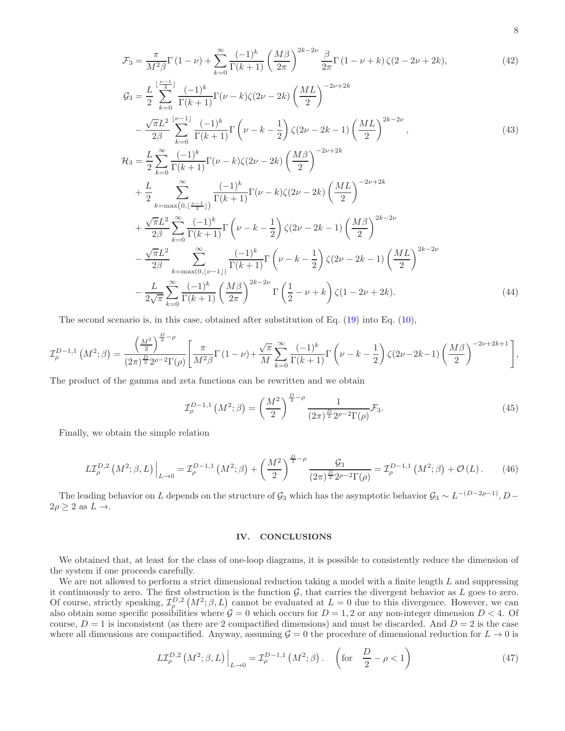$$
\mathcal{F}_3 = \frac{\pi}{M^2\beta}\Gamma\left(1-\nu\right) + \sum_{k=0}^{\infty}\frac{(-1)^k}{\Gamma(k+1)}\left(\frac{M\beta}{2\pi}\right)^{2k-2\nu}\frac{\beta}{2\pi}\Gamma\left(1-\nu+k\right)\zeta(2-2\nu+2k), \tag{42}
$$

$$
\begin{aligned}
\mathcal{G}_3 =& \frac{L}{2}\sum_{k=0}^{\lfloor\frac{\nu-1}{2}\rfloor}\frac{(-1)^k}{\Gamma(k+1)}\Gamma(\nu-k)\zeta(2\nu-2k)\left(\frac{ML}{2}\right)^{-2\nu+2k} \\
&- \frac{\sqrt{\pi}L^2}{2\beta}\sum_{k=0}^{\lfloor\nu-1\rfloor}\frac{(-1)^k}{\Gamma(k+1)}\Gamma\left(\nu-k-\frac{1}{2}\right)\zeta(2\nu-2k-1)\left(\frac{ML}{2}\right)^{2k-2\nu},
\end{aligned} \tag{43}
$$

$$
\begin{aligned}
\mathcal{H}_3 =& \frac{L}{2}\sum_{k=0}^{\infty}\frac{(-1)^k}{\Gamma(k+1)}\Gamma(\nu-k)\zeta(2\nu-2k)\left(\frac{M\beta}{2}\right)^{-2\nu+2k} \\
&+ \frac{L}{2}\sum_{k=\max\left(0,\lfloor\frac{\nu-1}{2}\rfloor\right)}^{\infty}\frac{(-1)^k}{\Gamma(k+1)}\Gamma(\nu-k)\zeta(2\nu-2k)\left(\frac{ML}{2}\right)^{-2\nu+2k} \\
&+ \frac{\sqrt{\pi}L^2}{2\beta}\sum_{k=0}^{\infty}\frac{(-1)^k}{\Gamma(k+1)}\Gamma\left(\nu-k-\frac{1}{2}\right)\zeta(2\nu-2k-1)\left(\frac{M\beta}{2}\right)^{2k-2\nu} \\
&- \frac{\sqrt{\pi}L^2}{2\beta}\sum_{k=\max(0,\lfloor\nu-1\rfloor)}^{\infty}\frac{(-1)^k}{\Gamma(k+1)}\Gamma\left(\nu-k-\frac{1}{2}\right)\zeta(2\nu-2k-1)\left(\frac{ML}{2}\right)^{2k-2\nu} \\
&- \frac{L}{2\sqrt{\pi}}\sum_{k=0}^{\infty}\frac{(-1)^k}{\Gamma(k+1)}\left(\frac{M\beta}{2\pi}\right)^{2k-2\nu}\Gamma\left(\frac{1}{2}-\nu+k\right)\zeta(1-2\nu+2k).
\end{aligned} \tag{44}
$$

The second scenario is, in this case, obtained after substitution of Eq. (19) into Eq. (10),

$$
\mathcal{I}_{\rho}^{D-1,1}\left(M^2;\beta\right) = \frac{\left(\frac{M^2}{2}\right)^{\frac{D}{2}-\rho}}{(2\pi)^{\frac{D}{2}}2^{\rho-2}\Gamma(\rho)}\left[\frac{\pi}{M^2\beta}\Gamma\left(1-\nu\right)+\frac{\sqrt{\pi}}{M}\sum_{k=0}^{\infty}\frac{(-1)^k}{\Gamma(k+1)}\Gamma\left(\nu-k-\frac{1}{2}\right)\zeta(2\nu-2k-1)\left(\frac{M\beta}{2}\right)^{-2\nu+2k+1}\right],
$$

The product of the gamma and zeta functions can be rewritten and we obtain

$$
\mathcal{I}_{\rho}^{D-1,1}\left(M^2;\beta\right) = \left(\frac{M^2}{2}\right)^{\frac{D}{2}-\rho}\frac{1}{(2\pi)^{\frac{D}{2}}2^{\rho-2}\Gamma(\rho)}\mathcal{F}_3. \tag{45}
$$

Finally, we obtain the simple relation

$$
L\mathcal{I}_{\rho}^{D,2}\left(M^2;\beta,L\right)\Big|_{L\to 0} = \mathcal{I}_{\rho}^{D-1,1}\left(M^2;\beta\right) + \left(\frac{M^2}{2}\right)^{\frac{D}{2}-\rho}\frac{\mathcal{G}_3}{(2\pi)^{\frac{D}{2}}2^{\rho-2}\Gamma(\rho)} = \mathcal{I}_{\rho}^{D-1,1}\left(M^2;\beta\right) + \mathcal{O}\left(L\right). \tag{46}
$$

The leading behavior on $L$ depends on the structure of $\mathcal{G}_3$ which has the asymptotic behavior $\mathcal{G}_3 \sim L^{-(D-2\rho-1)}, D-2\rho \geq 2$ as $L \to$.

## IV. CONCLUSIONS

We obtained that, at least for the class of one-loop diagrams, it is possible to consistently reduce the dimension of the system if one proceeds carefully.

We are not allowed to perform a strict dimensional reduction taking a model with a finite length $L$ and suppressing it continuously to zero. The first obstruction is the function $\mathcal{G}$, that carries the divergent behavior as $L$ goes to zero. Of course, strictly speaking, $\mathcal{I}_{\rho}^{D,2}\left(M^2;\beta,L\right)$ cannot be evaluated at $L=0$ due to this divergence. However, we can also obtain some specific possibilities where $\mathcal{G}=0$ which occurs for $D=1,2$ or any non-integer dimension $D<4$. Of course, $D=1$ is inconsistent (as there are 2 compactified dimensions) and must be discarded. And $D=2$ is the case where all dimensions are compactified. Anyway, assuming $\mathcal{G}=0$ the procedure of dimensional reduction for $L\to 0$ is

$$
L\mathcal{I}_{\rho}^{D,2}\left(M^2;\beta,L\right)\Big|_{L\to 0} = \mathcal{I}_{\rho}^{D-1,1}\left(M^2;\beta\right). \quad \left(\text{for} \quad \frac{D}{2}-\rho<1\right) \tag{47}
$$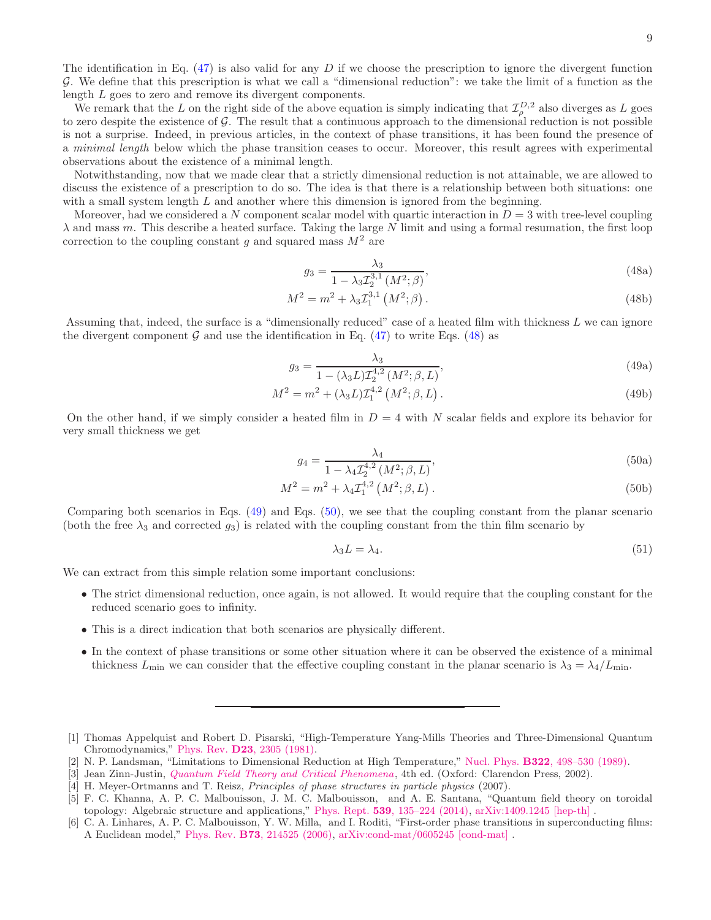The identification in Eq. (47) is also valid for any $D$ if we choose the prescription to ignore the divergent function $\mathcal{G}$. We define that this prescription is what we call a "dimensional reduction": we take the limit of a function as the length $L$ goes to zero and remove its divergent components.

We remark that the $L$ on the right side of the above equation is simply indicating that $\mathcal{I}_\rho^{D,2}$ also diverges as $L$ goes to zero despite the existence of $\mathcal{G}$. The result that a continuous approach to the dimensional reduction is not possible is not a surprise. Indeed, in previous articles, in the context of phase transitions, it has been found the presence of a *minimal length* below which the phase transition ceases to occur. Moreover, this result agrees with experimental observations about the existence of a minimal length.

Notwithstanding, now that we made clear that a strictly dimensional reduction is not attainable, we are allowed to discuss the existence of a prescription to do so. The idea is that there is a relationship between both situations: one with a small system length $L$ and another where this dimension is ignored from the beginning.

Moreover, had we considered a $N$ component scalar model with quartic interaction in $D = 3$ with tree-level coupling $\lambda$ and mass $m$. This describe a heated surface. Taking the large $N$ limit and using a formal resumation, the first loop correction to the coupling constant $g$ and squared mass $M^2$ are

$$g_3 = \frac{\lambda_3}{1 - \lambda_3 \mathcal{I}_2^{3,1}\left(M^2;\beta\right)}, \tag{48a}$$

$$M^2 = m^2 + \lambda_3 \mathcal{I}_1^{3,1}\left(M^2;\beta\right). \tag{48b}$$

Assuming that, indeed, the surface is a "dimensionally reduced" case of a heated film with thickness $L$ we can ignore the divergent component $\mathcal{G}$ and use the identification in Eq. (47) to write Eqs. (48) as

$$g_3 = \frac{\lambda_3}{1 - (\lambda_3 L) \mathcal{I}_2^{4,2}\left(M^2;\beta,L\right)}, \tag{49a}$$

$$M^2 = m^2 + (\lambda_3 L) \mathcal{I}_1^{4,2}\left(M^2;\beta,L\right). \tag{49b}$$

On the other hand, if we simply consider a heated film in $D = 4$ with $N$ scalar fields and explore its behavior for very small thickness we get

$$g_4 = \frac{\lambda_4}{1 - \lambda_4 \mathcal{I}_2^{4,2}\left(M^2;\beta,L\right)}, \tag{50a}$$

$$M^2 = m^2 + \lambda_4 \mathcal{I}_1^{4,2}\left(M^2;\beta,L\right). \tag{50b}$$

Comparing both scenarios in Eqs. (49) and Eqs. (50), we see that the coupling constant from the planar scenario (both the free $\lambda_3$ and corrected $g_3$) is related with the coupling constant from the thin film scenario by

$$\lambda_3 L = \lambda_4. \tag{51}$$

We can extract from this simple relation some important conclusions:

- The strict dimensional reduction, once again, is not allowed. It would require that the coupling constant for the reduced scenario goes to infinity.
- This is a direct indication that both scenarios are physically different.
- In the context of phase transitions or some other situation where it can be observed the existence of a minimal thickness $L_{\text{min}}$ we can consider that the effective coupling constant in the planar scenario is $\lambda_3 = \lambda_4/L_{\text{min}}$.

---

[1] Thomas Appelquist and Robert D. Pisarski, "High-Temperature Yang-Mills Theories and Three-Dimensional Quantum Chromodynamics," Phys. Rev. **D23**, 2305 (1981).

[2] N. P. Landsman, "Limitations to Dimensional Reduction at High Temperature," Nucl. Phys. **B322**, 498–530 (1989).

[3] Jean Zinn-Justin, *Quantum Field Theory and Critical Phenomena*, 4th ed. (Oxford: Clarendon Press, 2002).

[4] H. Meyer-Ortmanns and T. Reisz, *Principles of phase structures in particle physics* (2007).

[5] F. C. Khanna, A. P. C. Malbouisson, J. M. C. Malbouisson, and A. E. Santana, "Quantum field theory on toroidal topology: Algebraic structure and applications," Phys. Rept. **539**, 135–224 (2014), arXiv:1409.1245 [hep-th] .

[6] C. A. Linhares, A. P. C. Malbouisson, Y. W. Milla, and I. Roditi, "First-order phase transitions in superconducting films: A Euclidean model," Phys. Rev. **B73**, 214525 (2006), arXiv:cond-mat/0605245 [cond-mat] .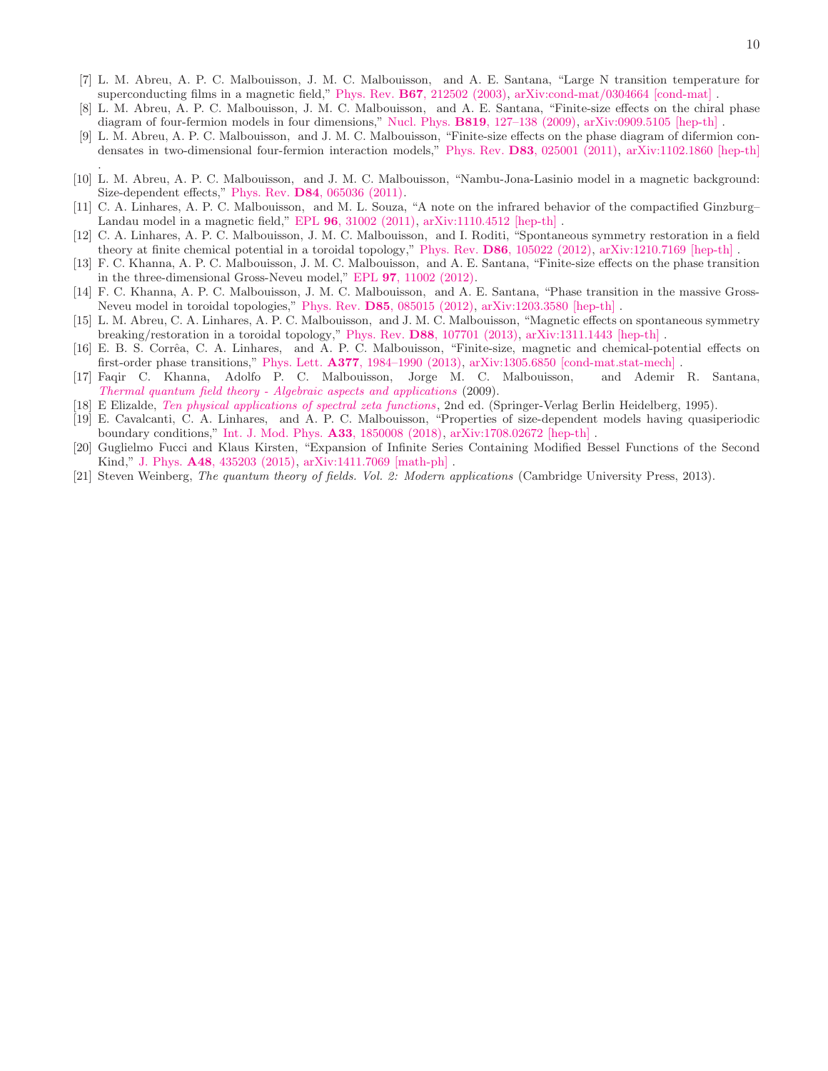[7] L. M. Abreu, A. P. C. Malbouisson, J. M. C. Malbouisson, and A. E. Santana, "Large N transition temperature for superconducting films in a magnetic field," Phys. Rev. **B67**, 212502 (2003), arXiv:cond-mat/0304664 [cond-mat] .

[8] L. M. Abreu, A. P. C. Malbouisson, J. M. C. Malbouisson, and A. E. Santana, "Finite-size effects on the chiral phase diagram of four-fermion models in four dimensions," Nucl. Phys. **B819**, 127–138 (2009), arXiv:0909.5105 [hep-th] .

[9] L. M. Abreu, A. P. C. Malbouisson, and J. M. C. Malbouisson, "Finite-size effects on the phase diagram of difermion condensates in two-dimensional four-fermion interaction models," Phys. Rev. **D83**, 025001 (2011), arXiv:1102.1860 [hep-th] .

[10] L. M. Abreu, A. P. C. Malbouisson, and J. M. C. Malbouisson, "Nambu-Jona-Lasinio model in a magnetic background: Size-dependent effects," Phys. Rev. **D84**, 065036 (2011).

[11] C. A. Linhares, A. P. C. Malbouisson, and M. L. Souza, "A note on the infrared behavior of the compactified Ginzburg–Landau model in a magnetic field," EPL **96**, 31002 (2011), arXiv:1110.4512 [hep-th] .

[12] C. A. Linhares, A. P. C. Malbouisson, J. M. C. Malbouisson, and I. Roditi, "Spontaneous symmetry restoration in a field theory at finite chemical potential in a toroidal topology," Phys. Rev. **D86**, 105022 (2012), arXiv:1210.7169 [hep-th] .

[13] F. C. Khanna, A. P. C. Malbouisson, J. M. C. Malbouisson, and A. E. Santana, "Finite-size effects on the phase transition in the three-dimensional Gross-Neveu model," EPL **97**, 11002 (2012).

[14] F. C. Khanna, A. P. C. Malbouisson, J. M. C. Malbouisson, and A. E. Santana, "Phase transition in the massive Gross-Neveu model in toroidal topologies," Phys. Rev. **D85**, 085015 (2012), arXiv:1203.3580 [hep-th] .

[15] L. M. Abreu, C. A. Linhares, A. P. C. Malbouisson, and J. M. C. Malbouisson, "Magnetic effects on spontaneous symmetry breaking/restoration in a toroidal topology," Phys. Rev. **D88**, 107701 (2013), arXiv:1311.1443 [hep-th] .

[16] E. B. S. Corrêa, C. A. Linhares, and A. P. C. Malbouisson, "Finite-size, magnetic and chemical-potential effects on first-order phase transitions," Phys. Lett. **A377**, 1984–1990 (2013), arXiv:1305.6850 [cond-mat.stat-mech] .

[17] Faqir C. Khanna, Adolfo P. C. Malbouisson, Jorge M. C. Malbouisson, and Ademir R. Santana, *Thermal quantum field theory - Algebraic aspects and applications* (2009).

[18] E Elizalde, *Ten physical applications of spectral zeta functions*, 2nd ed. (Springer-Verlag Berlin Heidelberg, 1995).

[19] E. Cavalcanti, C. A. Linhares, and A. P. C. Malbouisson, "Properties of size-dependent models having quasiperiodic boundary conditions," Int. J. Mod. Phys. **A33**, 1850008 (2018), arXiv:1708.02672 [hep-th] .

[20] Guglielmo Fucci and Klaus Kirsten, "Expansion of Infinite Series Containing Modified Bessel Functions of the Second Kind," J. Phys. **A48**, 435203 (2015), arXiv:1411.7069 [math-ph] .

[21] Steven Weinberg, *The quantum theory of fields. Vol. 2: Modern applications* (Cambridge University Press, 2013).